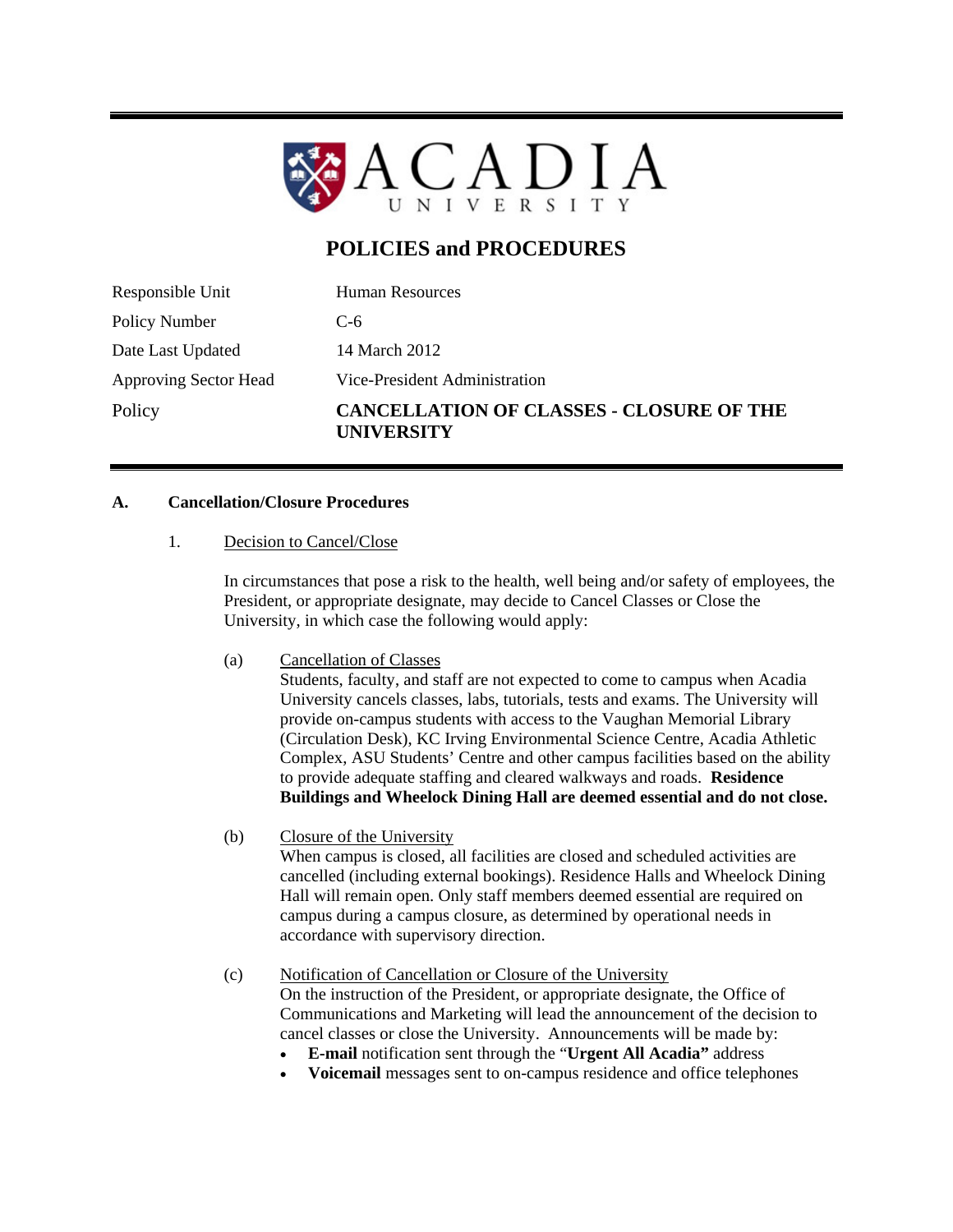# ACADIA UNIVERSITY

## POLICIES and PROCEDURES

| | |
|---|---|
| Responsible Unit | Human Resources |
| Policy Number | C-6 |
| Date Last Updated | 14 March 2012 |
| Approving Sector Head | Vice-President Administration |
| Policy | **CANCELLATION OF CLASSES - CLOSURE OF THE UNIVERSITY** |

### A. Cancellation/Closure Procedures

1. Decision to Cancel/Close

   In circumstances that pose a risk to the health, well being and/or safety of employees, the President, or appropriate designate, may decide to Cancel Classes or Close the University, in which case the following would apply:

   (a) Cancellation of Classes
   Students, faculty, and staff are not expected to come to campus when Acadia University cancels classes, labs, tutorials, tests and exams. The University will provide on-campus students with access to the Vaughan Memorial Library (Circulation Desk), KC Irving Environmental Science Centre, Acadia Athletic Complex, ASU Students' Centre and other campus facilities based on the ability to provide adequate staffing and cleared walkways and roads. **Residence Buildings and Wheelock Dining Hall are deemed essential and do not close.**

   (b) Closure of the University
   When campus is closed, all facilities are closed and scheduled activities are cancelled (including external bookings). Residence Halls and Wheelock Dining Hall will remain open. Only staff members deemed essential are required on campus during a campus closure, as determined by operational needs in accordance with supervisory direction.

   (c) Notification of Cancellation or Closure of the University
   On the instruction of the President, or appropriate designate, the Office of Communications and Marketing will lead the announcement of the decision to cancel classes or close the University. Announcements will be made by:
   - **E-mail** notification sent through the "**Urgent All Acadia"** address
   - **Voicemail** messages sent to on-campus residence and office telephones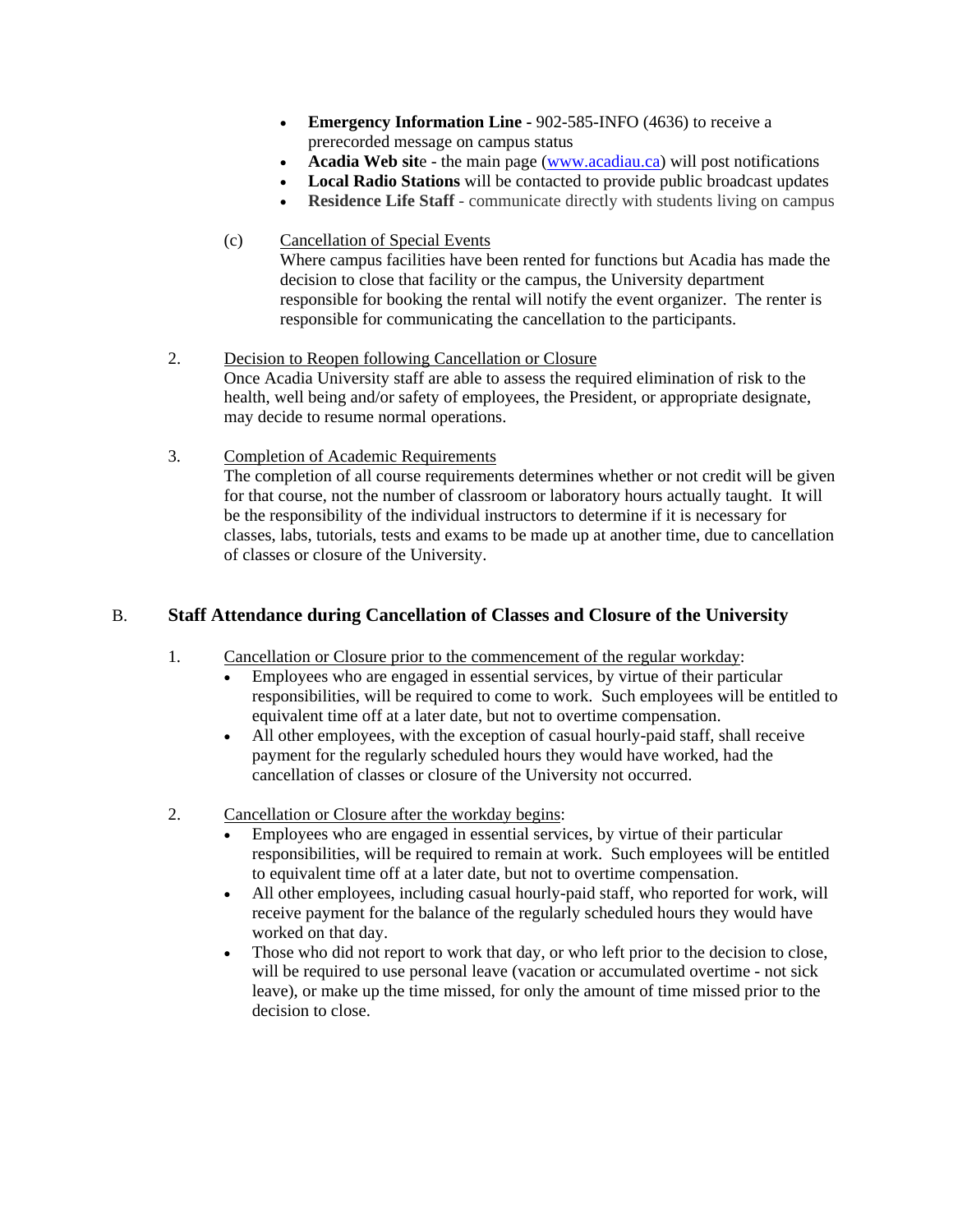- **Emergency Information Line -** 902-585-INFO (4636) to receive a prerecorded message on campus status
- **Acadia Web sit**e - the main page ([www.acadiau.ca](http://www.acadiau.ca)) will post notifications
- **Local Radio Stations** will be contacted to provide public broadcast updates
- **Residence Life Staff** - communicate directly with students living on campus

(c) <u>Cancellation of Special Events</u>
Where campus facilities have been rented for functions but Acadia has made the decision to close that facility or the campus, the University department responsible for booking the rental will notify the event organizer. The renter is responsible for communicating the cancellation to the participants.

2. <u>Decision to Reopen following Cancellation or Closure</u>
Once Acadia University staff are able to assess the required elimination of risk to the health, well being and/or safety of employees, the President, or appropriate designate, may decide to resume normal operations.

3. <u>Completion of Academic Requirements</u>
The completion of all course requirements determines whether or not credit will be given for that course, not the number of classroom or laboratory hours actually taught. It will be the responsibility of the individual instructors to determine if it is necessary for classes, labs, tutorials, tests and exams to be made up at another time, due to cancellation of classes or closure of the University.

## B. Staff Attendance during Cancellation of Classes and Closure of the University

1. <u>Cancellation or Closure prior to the commencement of the regular workday</u>:
   - Employees who are engaged in essential services, by virtue of their particular responsibilities, will be required to come to work. Such employees will be entitled to equivalent time off at a later date, but not to overtime compensation.
   - All other employees, with the exception of casual hourly-paid staff, shall receive payment for the regularly scheduled hours they would have worked, had the cancellation of classes or closure of the University not occurred.

2. <u>Cancellation or Closure after the workday begins</u>:
   - Employees who are engaged in essential services, by virtue of their particular responsibilities, will be required to remain at work. Such employees will be entitled to equivalent time off at a later date, but not to overtime compensation.
   - All other employees, including casual hourly-paid staff, who reported for work, will receive payment for the balance of the regularly scheduled hours they would have worked on that day.
   - Those who did not report to work that day, or who left prior to the decision to close, will be required to use personal leave (vacation or accumulated overtime - not sick leave), or make up the time missed, for only the amount of time missed prior to the decision to close.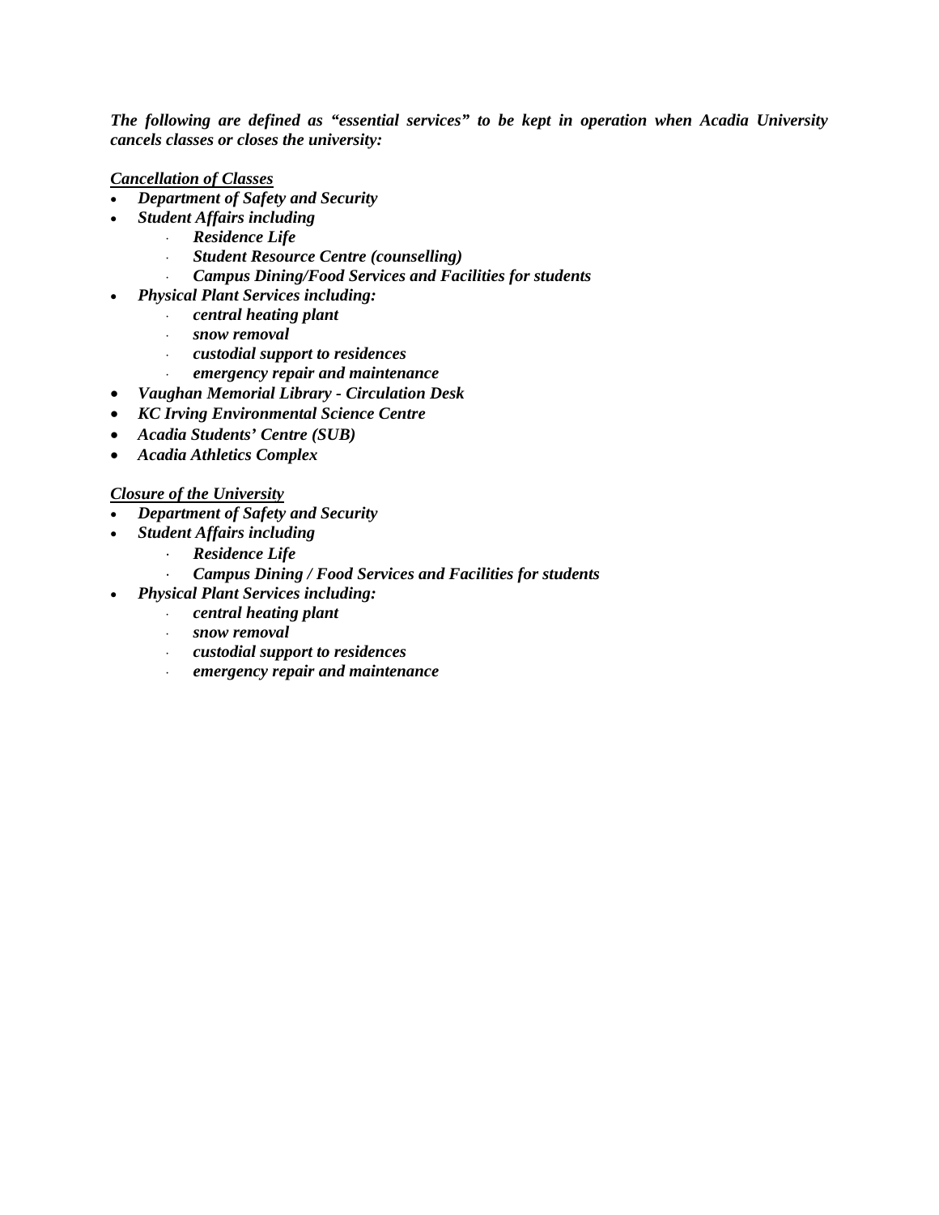***The following are defined as "essential services" to be kept in operation when Acadia University cancels classes or closes the university:***

***<u>Cancellation of Classes</u>***

- ***Department of Safety and Security***
- ***Student Affairs including***
  - ***Residence Life***
  - ***Student Resource Centre (counselling)***
  - ***Campus Dining/Food Services and Facilities for students***
- ***Physical Plant Services including:***
  - ***central heating plant***
  - ***snow removal***
  - ***custodial support to residences***
  - ***emergency repair and maintenance***
- ***Vaughan Memorial Library - Circulation Desk***
- ***KC Irving Environmental Science Centre***
- ***Acadia Students' Centre (SUB)***
- ***Acadia Athletics Complex***

***<u>Closure of the University</u>***

- ***Department of Safety and Security***
- ***Student Affairs including***
  - ***Residence Life***
  - ***Campus Dining / Food Services and Facilities for students***
- ***Physical Plant Services including:***
  - ***central heating plant***
  - ***snow removal***
  - ***custodial support to residences***
  - ***emergency repair and maintenance***